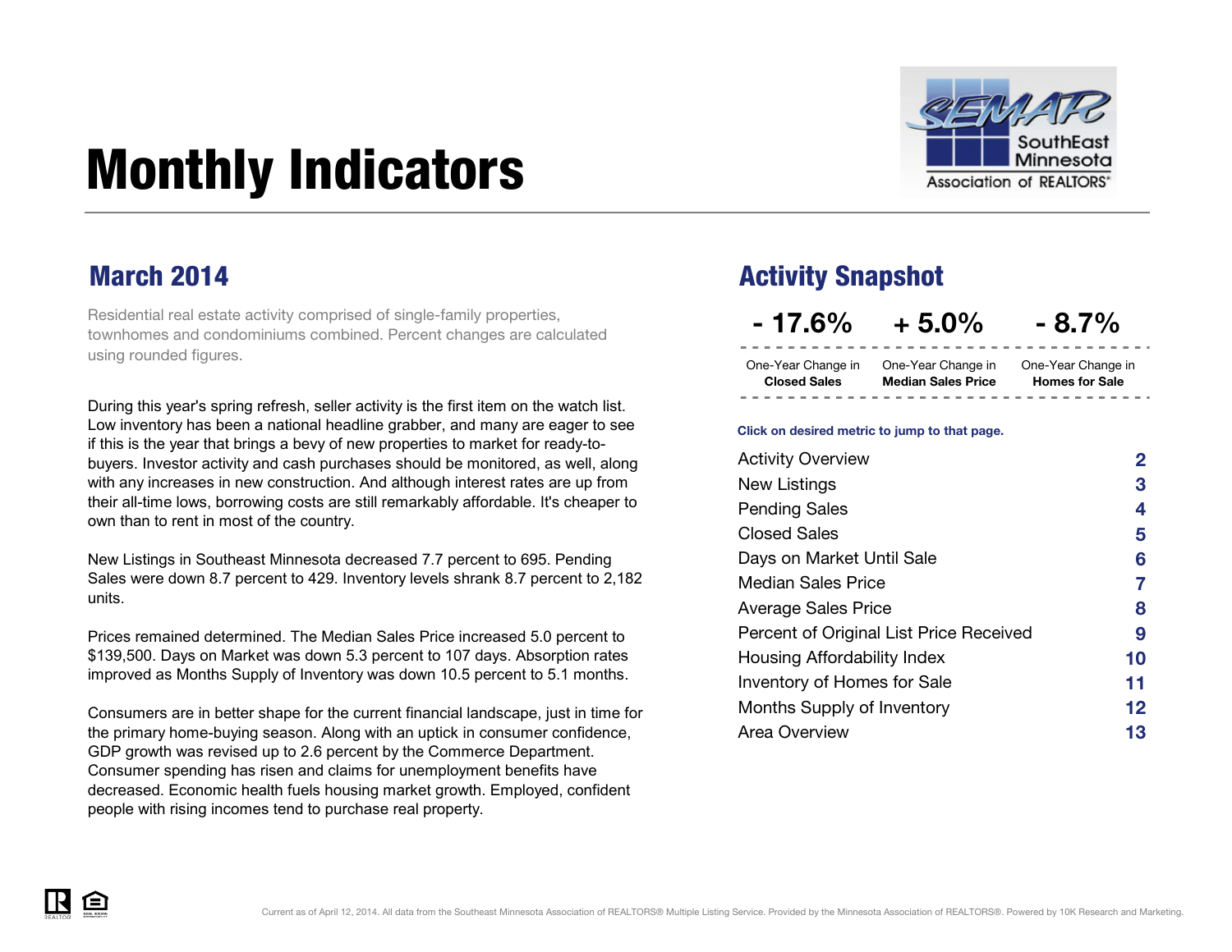# Monthly Indicators

SouthEast Minnesota Association of REALTORS®

## March 2014

Residential real estate activity comprised of single-family properties, townhomes and condominiums combined. Percent changes are calculated using rounded figures.

During this year's spring refresh, seller activity is the first item on the watch list. Low inventory has been a national headline grabber, and many are eager to see if this is the year that brings a bevy of new properties to market for ready-to-buyers. Investor activity and cash purchases should be monitored, as well, along with any increases in new construction. And although interest rates are up from their all-time lows, borrowing costs are still remarkably affordable. It's cheaper to own than to rent in most of the country.

New Listings in Southeast Minnesota decreased 7.7 percent to 695. Pending Sales were down 8.7 percent to 429. Inventory levels shrank 8.7 percent to 2,182 units.

Prices remained determined. The Median Sales Price increased 5.0 percent to $139,500. Days on Market was down 5.3 percent to 107 days. Absorption rates improved as Months Supply of Inventory was down 10.5 percent to 5.1 months.

Consumers are in better shape for the current financial landscape, just in time for the primary home-buying season. Along with an uptick in consumer confidence, GDP growth was revised up to 2.6 percent by the Commerce Department. Consumer spending has risen and claims for unemployment benefits have decreased. Economic health fuels housing market growth. Employed, confident people with rising incomes tend to purchase real property.

## Activity Snapshot

| - 17.6% | + 5.0% | - 8.7% |
| --- | --- | --- |
| One-Year Change in **Closed Sales** | One-Year Change in **Median Sales Price** | One-Year Change in **Homes for Sale** |

**Click on desired metric to jump to that page.**

| | |
| --- | --- |
| Activity Overview | 2 |
| New Listings | 3 |
| Pending Sales | 4 |
| Closed Sales | 5 |
| Days on Market Until Sale | 6 |
| Median Sales Price | 7 |
| Average Sales Price | 8 |
| Percent of Original List Price Received | 9 |
| Housing Affordability Index | 10 |
| Inventory of Homes for Sale | 11 |
| Months Supply of Inventory | 12 |
| Area Overview | 13 |

Current as of April 12, 2014. All data from the Southeast Minnesota Association of REALTORS® Multiple Listing Service. Provided by the Minnesota Association of REALTORS®. Powered by 10K Research and Marketing.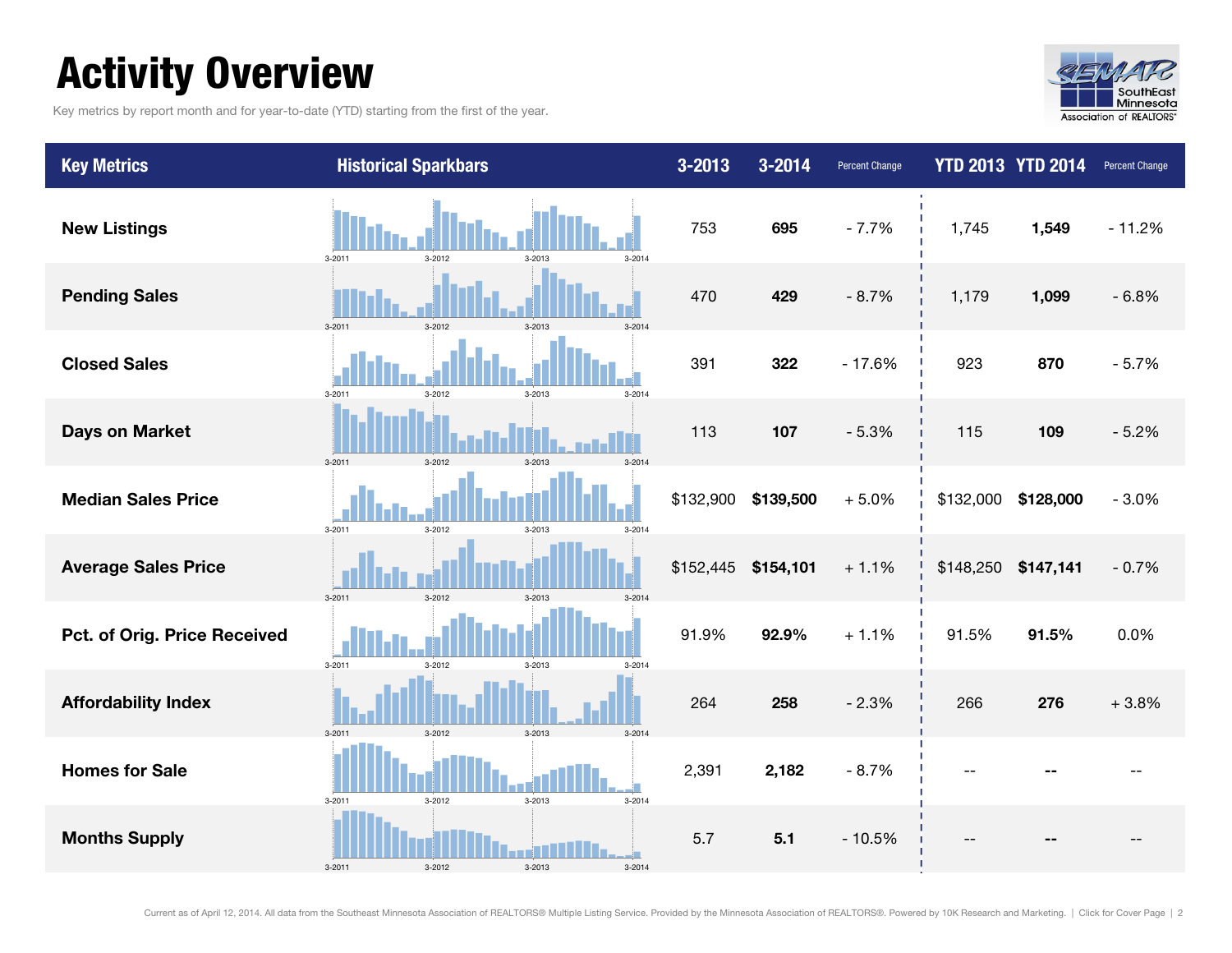# Activity Overview

Key metrics by report month and for year-to-date (YTD) starting from the first of the year.

| Key Metrics | Historical Sparkbars | 3-2013 | 3-2014 | Percent Change | YTD 2013 | YTD 2014 | Percent Change |
|---|---|---|---|---|---|---|---|
| New Listings | 3-2011 3-2012 3-2013 3-2014 | 753 | **695** | - 7.7% | 1,745 | **1,549** | - 11.2% |
| Pending Sales | 3-2011 3-2012 3-2013 3-2014 | 470 | **429** | - 8.7% | 1,179 | **1,099** | - 6.8% |
| Closed Sales | 3-2011 3-2012 3-2013 3-2014 | 391 | **322** | - 17.6% | 923 | **870** | - 5.7% |
| Days on Market | 3-2011 3-2012 3-2013 3-2014 | 113 | **107** | - 5.3% | 115 | **109** | - 5.2% |
| Median Sales Price | 3-2011 3-2012 3-2013 3-2014 | $132,900 | **$139,500** | + 5.0% | $132,000 | **$128,000** | - 3.0% |
| Average Sales Price | 3-2011 3-2012 3-2013 3-2014 | $152,445 | **$154,101** | + 1.1% | $148,250 | **$147,141** | - 0.7% |
| Pct. of Orig. Price Received | 3-2011 3-2012 3-2013 3-2014 | 91.9% | **92.9%** | + 1.1% | 91.5% | **91.5%** | 0.0% |
| Affordability Index | 3-2011 3-2012 3-2013 3-2014 | 264 | **258** | - 2.3% | 266 | **276** | + 3.8% |
| Homes for Sale | 3-2011 3-2012 3-2013 3-2014 | 2,391 | **2,182** | - 8.7% | -- | **--** | -- |
| Months Supply | 3-2011 3-2012 3-2013 3-2014 | 5.7 | **5.1** | - 10.5% | -- | **--** | -- |

Current as of April 12, 2014. All data from the Southeast Minnesota Association of REALTORS® Multiple Listing Service. Provided by the Minnesota Association of REALTORS®. Powered by 10K Research and Marketing. | Click for Cover Page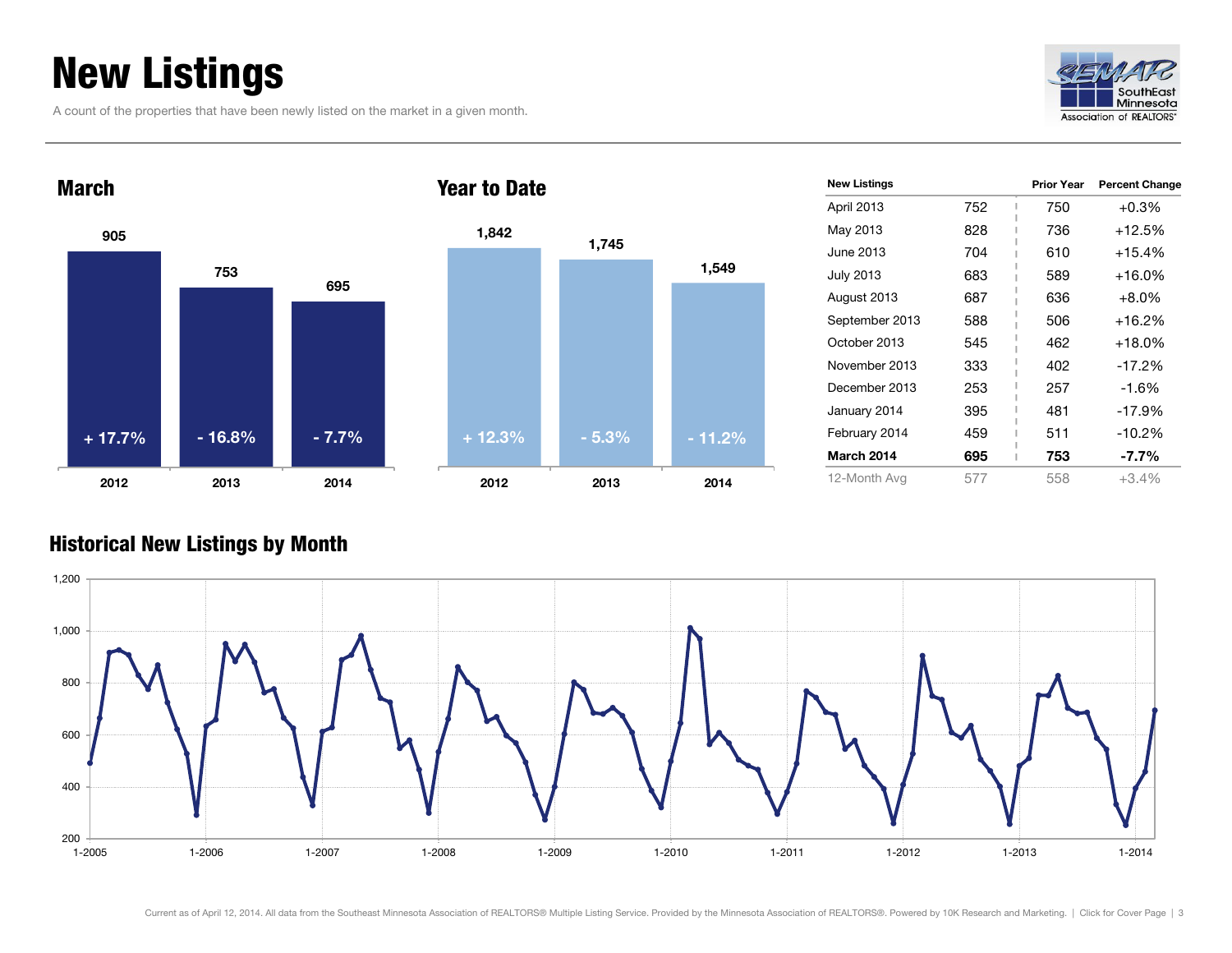# New Listings

A count of the properties that have been newly listed on the market in a given month.

SEMAR SouthEast Minnesota Association of REALTORS®

## March

905
753
695
+ 17.7%
- 16.8%
- 7.7%
2012
2013
2014

## Year to Date

1,842
1,745
1,549
+ 12.3%
- 5.3%
- 11.2%
2012
2013
2014

| New Listings | | Prior Year | Percent Change |
|---|---|---|---|
| April 2013 | 752 | 750 | +0.3% |
| May 2013 | 828 | 736 | +12.5% |
| June 2013 | 704 | 610 | +15.4% |
| July 2013 | 683 | 589 | +16.0% |
| August 2013 | 687 | 636 | +8.0% |
| September 2013 | 588 | 506 | +16.2% |
| October 2013 | 545 | 462 | +18.0% |
| November 2013 | 333 | 402 | -17.2% |
| December 2013 | 253 | 257 | -1.6% |
| January 2014 | 395 | 481 | -17.9% |
| February 2014 | 459 | 511 | -10.2% |
| **March 2014** | **695** | **753** | **-7.7%** |
| 12-Month Avg | 577 | 558 | +3.4% |

## Historical New Listings by Month

1,200
1,000
800
600
400
200
1-2005
1-2006
1-2007
1-2008
1-2009
1-2010
1-2011
1-2012
1-2013
1-2014

Current as of April 12, 2014. All data from the Southeast Minnesota Association of REALTORS® Multiple Listing Service. Provided by the Minnesota Association of REALTORS®. Powered by 10K Research and Marketing. | Click for Cover Page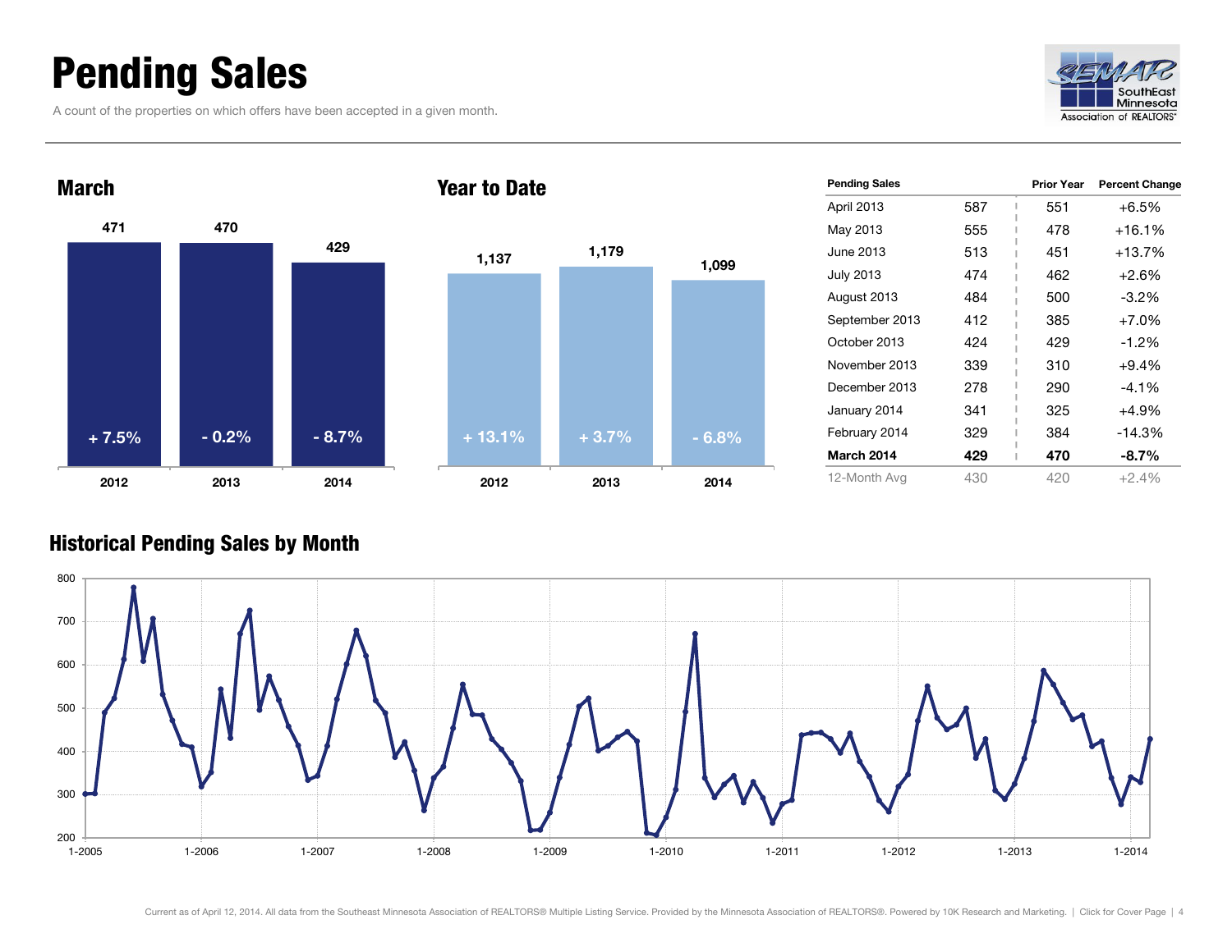# Pending Sales

A count of the properties on which offers have been accepted in a given month.

SEMAR SouthEast Minnesota Association of REALTORS®

## March

471
470
429

+ 7.5%
- 0.2%
- 8.7%

2012
2013
2014

## Year to Date

1,137
1,179
1,099

+ 13.1%
+ 3.7%
- 6.8%

2012
2013
2014

| Pending Sales | | Prior Year | Percent Change |
|---|---|---|---|
| April 2013 | 587 | 551 | +6.5% |
| May 2013 | 555 | 478 | +16.1% |
| June 2013 | 513 | 451 | +13.7% |
| July 2013 | 474 | 462 | +2.6% |
| August 2013 | 484 | 500 | -3.2% |
| September 2013 | 412 | 385 | +7.0% |
| October 2013 | 424 | 429 | -1.2% |
| November 2013 | 339 | 310 | +9.4% |
| December 2013 | 278 | 290 | -4.1% |
| January 2014 | 341 | 325 | +4.9% |
| February 2014 | 329 | 384 | -14.3% |
| **March 2014** | **429** | **470** | **-8.7%** |
| 12-Month Avg | 430 | 420 | +2.4% |

## Historical Pending Sales by Month

800
700
600
500
400
300
200

1-2005
1-2006
1-2007
1-2008
1-2009
1-2010
1-2011
1-2012
1-2013
1-2014

Current as of April 12, 2014. All data from the Southeast Minnesota Association of REALTORS® Multiple Listing Service. Provided by the Minnesota Association of REALTORS®. Powered by 10K Research and Marketing. | Click for Cover Page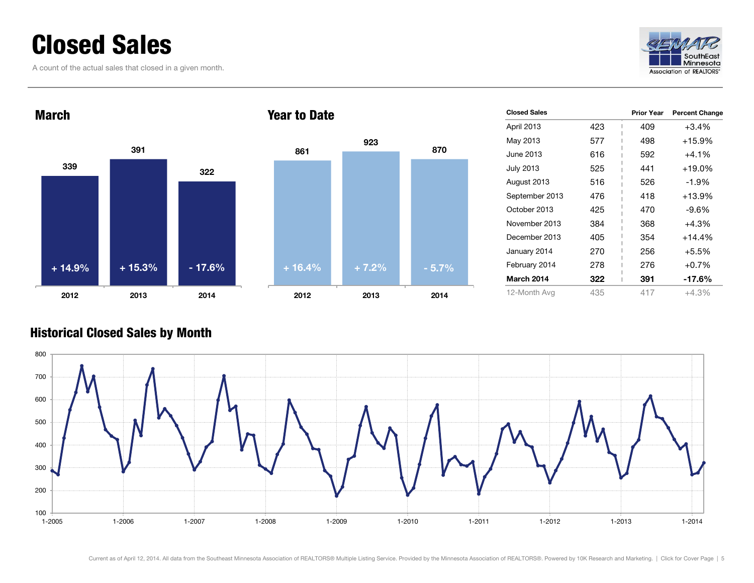# Closed Sales

A count of the actual sales that closed in a given month.

SEMAR SouthEast Minnesota Association of REALTORS®

## March

339
391
322

+ 14.9%
+ 15.3%
- 17.6%

2012
2013
2014

## Year to Date

861
923
870

+ 16.4%
+ 7.2%
- 5.7%

2012
2013
2014

| Closed Sales | | Prior Year | Percent Change |
|---|---|---|---|
| April 2013 | 423 | 409 | +3.4% |
| May 2013 | 577 | 498 | +15.9% |
| June 2013 | 616 | 592 | +4.1% |
| July 2013 | 525 | 441 | +19.0% |
| August 2013 | 516 | 526 | -1.9% |
| September 2013 | 476 | 418 | +13.9% |
| October 2013 | 425 | 470 | -9.6% |
| November 2013 | 384 | 368 | +4.3% |
| December 2013 | 405 | 354 | +14.4% |
| January 2014 | 270 | 256 | +5.5% |
| February 2014 | 278 | 276 | +0.7% |
| **March 2014** | **322** | **391** | **-17.6%** |
| 12-Month Avg | 435 | 417 | +4.3% |

## Historical Closed Sales by Month

800
700
600
500
400
300
200
100

1-2005
1-2006
1-2007
1-2008
1-2009
1-2010
1-2011
1-2012
1-2013
1-2014

Current as of April 12, 2014. All data from the Southeast Minnesota Association of REALTORS® Multiple Listing Service. Provided by the Minnesota Association of REALTORS®. Powered by 10K Research and Marketing. | Click for Cover Page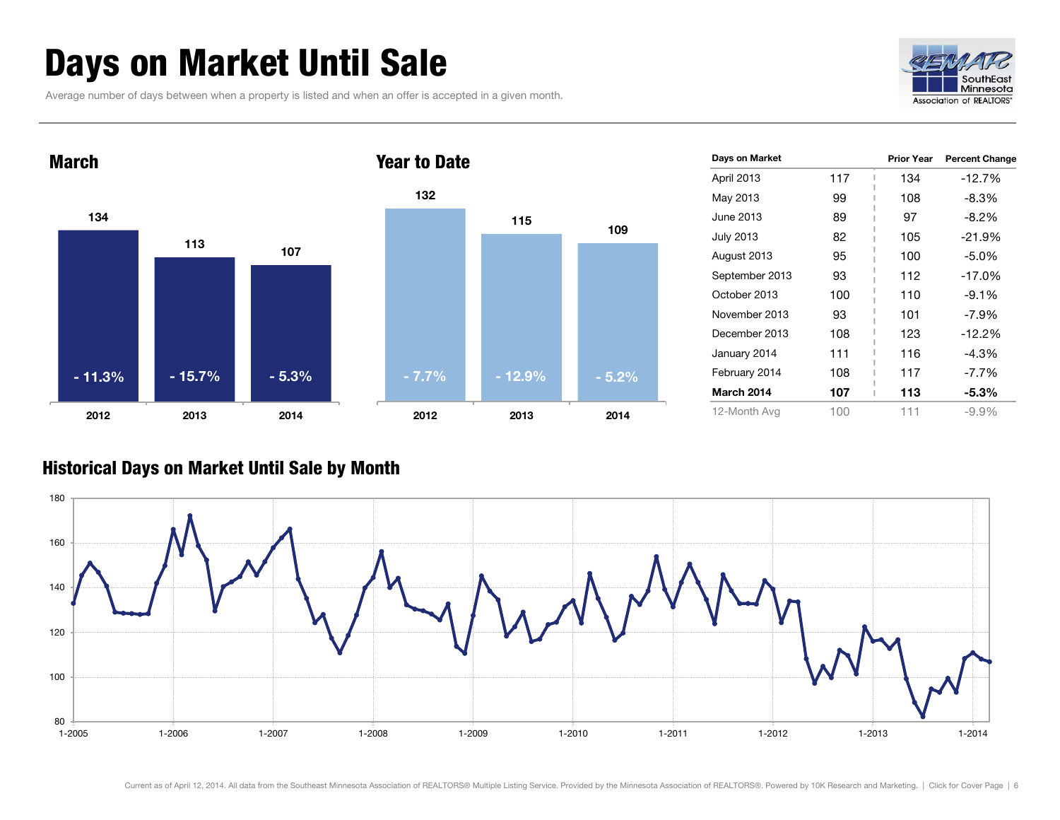# Days on Market Until Sale

Average number of days between when a property is listed and when an offer is accepted in a given month.

SEMAR SouthEast Minnesota Association of REALTORS®

## March

134
113
107

- 11.3%
- 15.7%
- 5.3%

2012
2013
2014

## Year to Date

132
115
109

- 7.7%
- 12.9%
- 5.2%

2012
2013
2014

| Days on Market | | Prior Year | Percent Change |
|---|---|---|---|
| April 2013 | 117 | 134 | -12.7% |
| May 2013 | 99 | 108 | -8.3% |
| June 2013 | 89 | 97 | -8.2% |
| July 2013 | 82 | 105 | -21.9% |
| August 2013 | 95 | 100 | -5.0% |
| September 2013 | 93 | 112 | -17.0% |
| October 2013 | 100 | 110 | -9.1% |
| November 2013 | 93 | 101 | -7.9% |
| December 2013 | 108 | 123 | -12.2% |
| January 2014 | 111 | 116 | -4.3% |
| February 2014 | 108 | 117 | -7.7% |
| **March 2014** | **107** | **113** | **-5.3%** |
| 12-Month Avg | 100 | 111 | -9.9% |

## Historical Days on Market Until Sale by Month

180
160
140
120
100
80

1-2005
1-2006
1-2007
1-2008
1-2009
1-2010
1-2011
1-2012
1-2013
1-2014

Current as of April 12, 2014. All data from the Southeast Minnesota Association of REALTORS® Multiple Listing Service. Provided by the Minnesota Association of REALTORS®. Powered by 10K Research and Marketing. | Click for Cover Page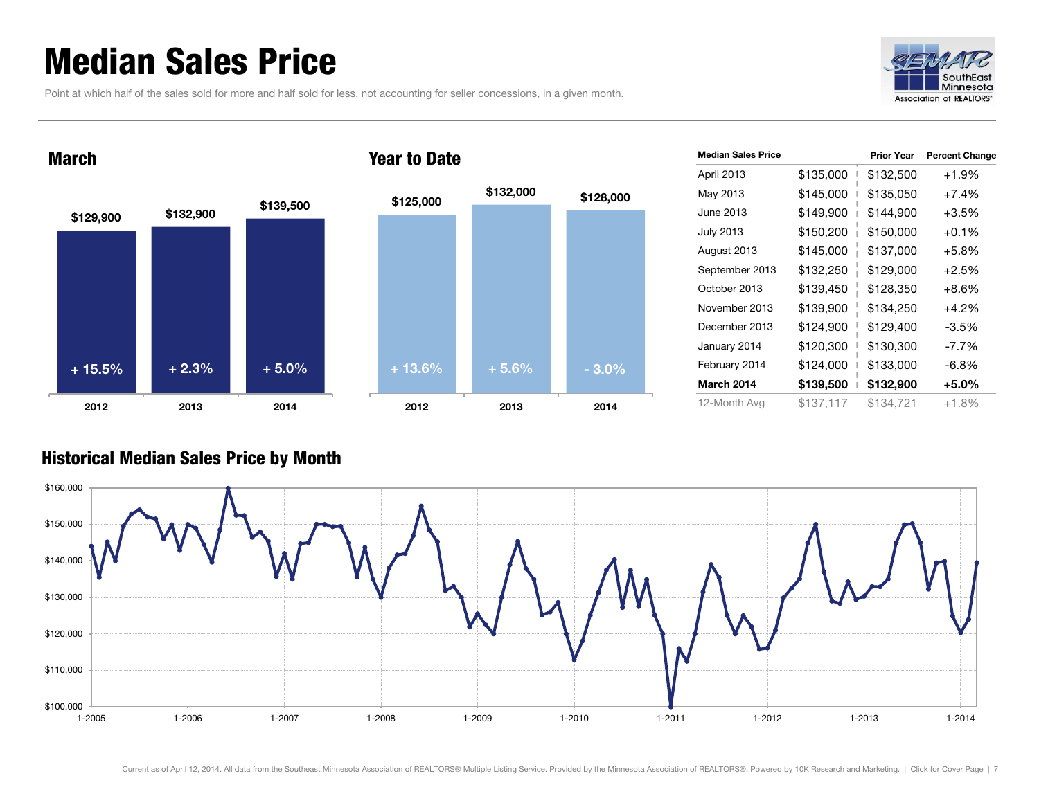# Median Sales Price

Point at which half of the sales sold for more and half sold for less, not accounting for seller concessions, in a given month.

SEMAR SouthEast Minnesota Association of REALTORS®

## March

$129,900
+ 15.5%
2012

$132,900
+ 2.3%
2013

$139,500
+ 5.0%
2014

## Year to Date

$125,000
+ 13.6%
2012

$132,000
+ 5.6%
2013

$128,000
- 3.0%
2014

| Median Sales Price | | Prior Year | Percent Change |
|---|---|---|---|
| April 2013 | $135,000 | $132,500 | +1.9% |
| May 2013 | $145,000 | $135,050 | +7.4% |
| June 2013 | $149,900 | $144,900 | +3.5% |
| July 2013 | $150,200 | $150,000 | +0.1% |
| August 2013 | $145,000 | $137,000 | +5.8% |
| September 2013 | $132,250 | $129,000 | +2.5% |
| October 2013 | $139,450 | $128,350 | +8.6% |
| November 2013 | $139,900 | $134,250 | +4.2% |
| December 2013 | $124,900 | $129,400 | -3.5% |
| January 2014 | $120,300 | $130,300 | -7.7% |
| February 2014 | $124,000 | $133,000 | -6.8% |
| **March 2014** | **$139,500** | **$132,900** | **+5.0%** |
| 12-Month Avg | $137,117 | $134,721 | +1.8% |

## Historical Median Sales Price by Month

$160,000
$150,000
$140,000
$130,000
$120,000
$110,000
$100,000

1-2005
1-2006
1-2007
1-2008
1-2009
1-2010
1-2011
1-2012
1-2013
1-2014

Current as of April 12, 2014. All data from the Southeast Minnesota Association of REALTORS® Multiple Listing Service. Provided by the Minnesota Association of REALTORS®. Powered by 10K Research and Marketing. | Click for Cover Page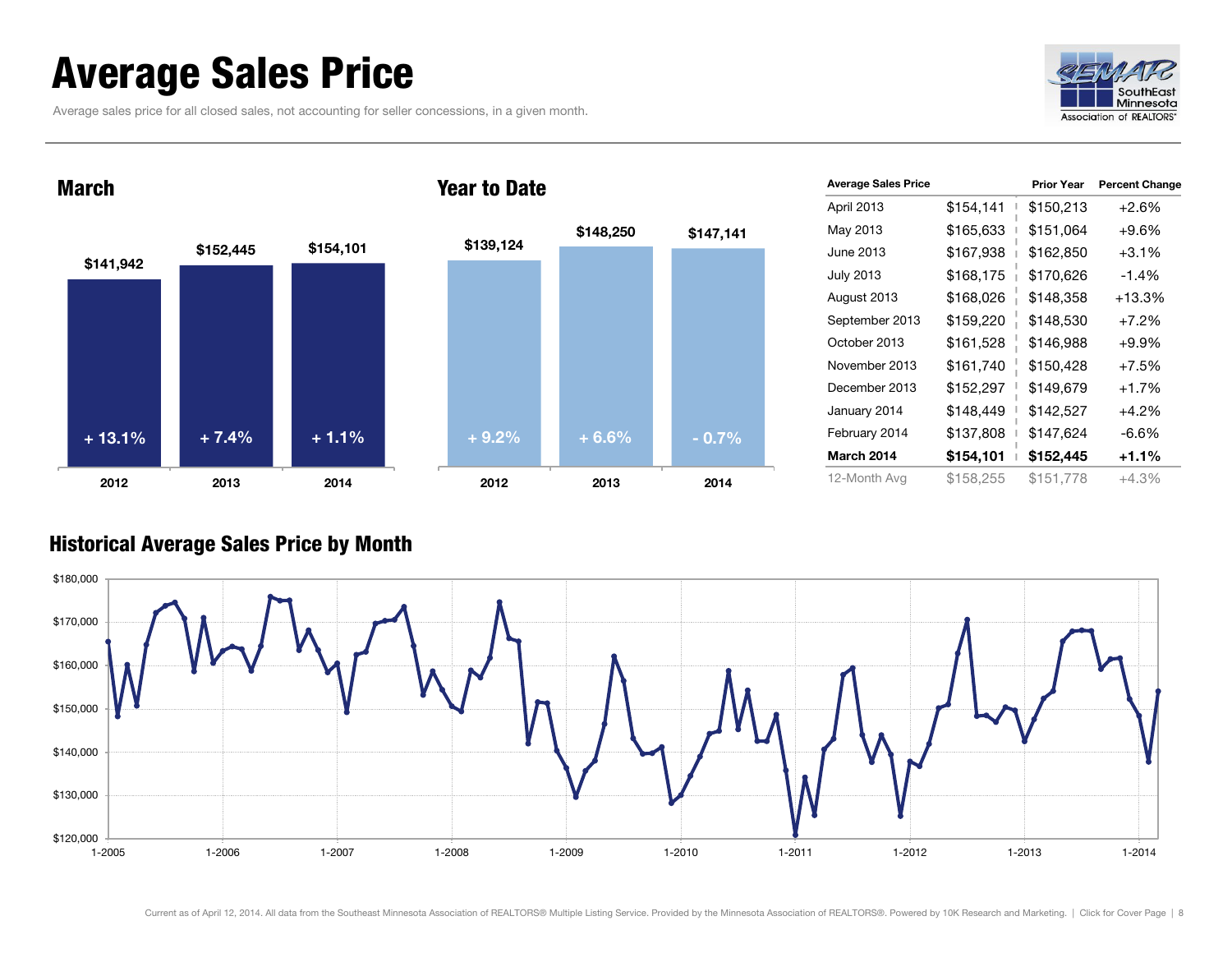# Average Sales Price

Average sales price for all closed sales, not accounting for seller concessions, in a given month.

## March

$141,942
$152,445
$154,101

+ 13.1%
+ 7.4%
+ 1.1%

2012
2013
2014

## Year to Date

$139,124
$148,250
$147,141

+ 9.2%
+ 6.6%
- 0.7%

2012
2013
2014

| Average Sales Price | | Prior Year | Percent Change |
|---|---|---|---|
| April 2013 | $154,141 | $150,213 | +2.6% |
| May 2013 | $165,633 | $151,064 | +9.6% |
| June 2013 | $167,938 | $162,850 | +3.1% |
| July 2013 | $168,175 | $170,626 | -1.4% |
| August 2013 | $168,026 | $148,358 | +13.3% |
| September 2013 | $159,220 | $148,530 | +7.2% |
| October 2013 | $161,528 | $146,988 | +9.9% |
| November 2013 | $161,740 | $150,428 | +7.5% |
| December 2013 | $152,297 | $149,679 | +1.7% |
| January 2014 | $148,449 | $142,527 | +4.2% |
| February 2014 | $137,808 | $147,624 | -6.6% |
| **March 2014** | **$154,101** | **$152,445** | **+1.1%** |
| 12-Month Avg | $158,255 | $151,778 | +4.3% |

## Historical Average Sales Price by Month

$180,000
$170,000
$160,000
$150,000
$140,000
$130,000
$120,000

1-2005
1-2006
1-2007
1-2008
1-2009
1-2010
1-2011
1-2012
1-2013
1-2014

Current as of April 12, 2014. All data from the Southeast Minnesota Association of REALTORS® Multiple Listing Service. Provided by the Minnesota Association of REALTORS®. Powered by 10K Research and Marketing. | Click for Cover Page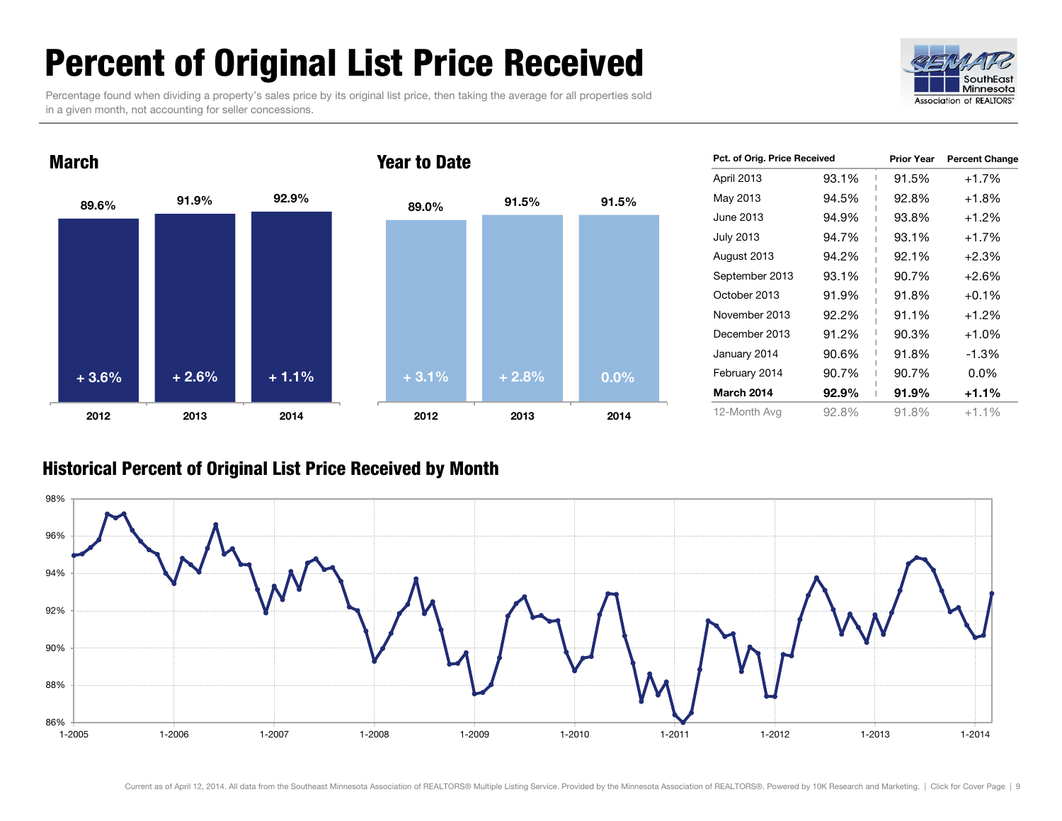# Percent of Original List Price Received

Percentage found when dividing a property's sales price by its original list price, then taking the average for all properties sold in a given month, not accounting for seller concessions.

SEMAR SouthEast Minnesota Association of REALTORS®

## March

89.6%
91.9%
92.9%

+ 3.6%
+ 2.6%
+ 1.1%

2012
2013
2014

## Year to Date

89.0%
91.5%
91.5%

+ 3.1%
+ 2.8%
0.0%

2012
2013
2014

| Pct. of Orig. Price Received | | Prior Year | Percent Change |
|---|---|---|---|
| April 2013 | 93.1% | 91.5% | +1.7% |
| May 2013 | 94.5% | 92.8% | +1.8% |
| June 2013 | 94.9% | 93.8% | +1.2% |
| July 2013 | 94.7% | 93.1% | +1.7% |
| August 2013 | 94.2% | 92.1% | +2.3% |
| September 2013 | 93.1% | 90.7% | +2.6% |
| October 2013 | 91.9% | 91.8% | +0.1% |
| November 2013 | 92.2% | 91.1% | +1.2% |
| December 2013 | 91.2% | 90.3% | +1.0% |
| January 2014 | 90.6% | 91.8% | -1.3% |
| February 2014 | 90.7% | 90.7% | 0.0% |
| **March 2014** | **92.9%** | **91.9%** | **+1.1%** |
| 12-Month Avg | 92.8% | 91.8% | +1.1% |

## Historical Percent of Original List Price Received by Month

98%
96%
94%
92%
90%
88%
86%

1-2005
1-2006
1-2007
1-2008
1-2009
1-2010
1-2011
1-2012
1-2013
1-2014

Current as of April 12, 2014. All data from the Southeast Minnesota Association of REALTORS® Multiple Listing Service. Provided by the Minnesota Association of REALTORS®. Powered by 10K Research and Marketing. | Click for Cover Page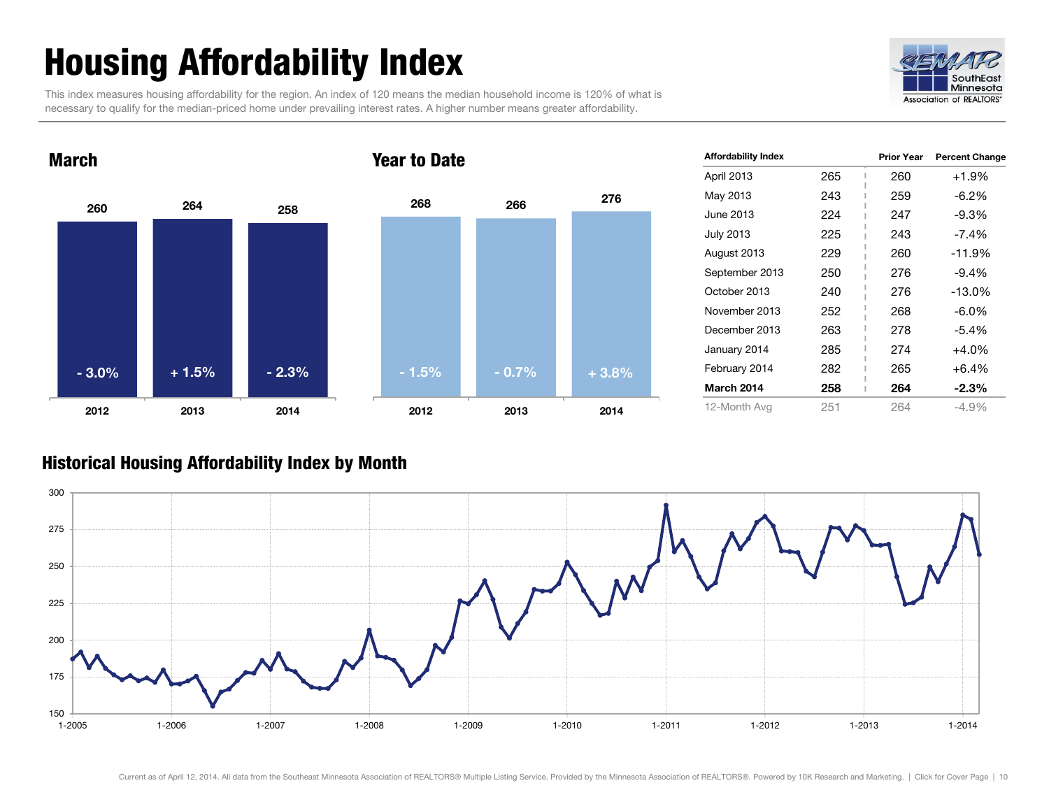# Housing Affordability Index

This index measures housing affordability for the region. An index of 120 means the median household income is 120% of what is necessary to qualify for the median-priced home under prevailing interest rates. A higher number means greater affordability.

SEMAR SouthEast Minnesota Association of REALTORS®

## March

260 264 258

- 3.0% + 1.5% - 2.3%

2012 2013 2014

## Year to Date

268 266 276

- 1.5% - 0.7% + 3.8%

2012 2013 2014

| Affordability Index | | Prior Year | Percent Change |
|---|---|---|---|
| April 2013 | 265 | 260 | +1.9% |
| May 2013 | 243 | 259 | -6.2% |
| June 2013 | 224 | 247 | -9.3% |
| July 2013 | 225 | 243 | -7.4% |
| August 2013 | 229 | 260 | -11.9% |
| September 2013 | 250 | 276 | -9.4% |
| October 2013 | 240 | 276 | -13.0% |
| November 2013 | 252 | 268 | -6.0% |
| December 2013 | 263 | 278 | -5.4% |
| January 2014 | 285 | 274 | +4.0% |
| February 2014 | 282 | 265 | +6.4% |
| **March 2014** | **258** | **264** | **-2.3%** |
| 12-Month Avg | 251 | 264 | -4.9% |

## Historical Housing Affordability Index by Month

300
275
250
225
200
175
150

1-2005 1-2006 1-2007 1-2008 1-2009 1-2010 1-2011 1-2012 1-2013 1-2014

Current as of April 12, 2014. All data from the Southeast Minnesota Association of REALTORS® Multiple Listing Service. Provided by the Minnesota Association of REALTORS®. Powered by 10K Research and Marketing. | Click for Cover Page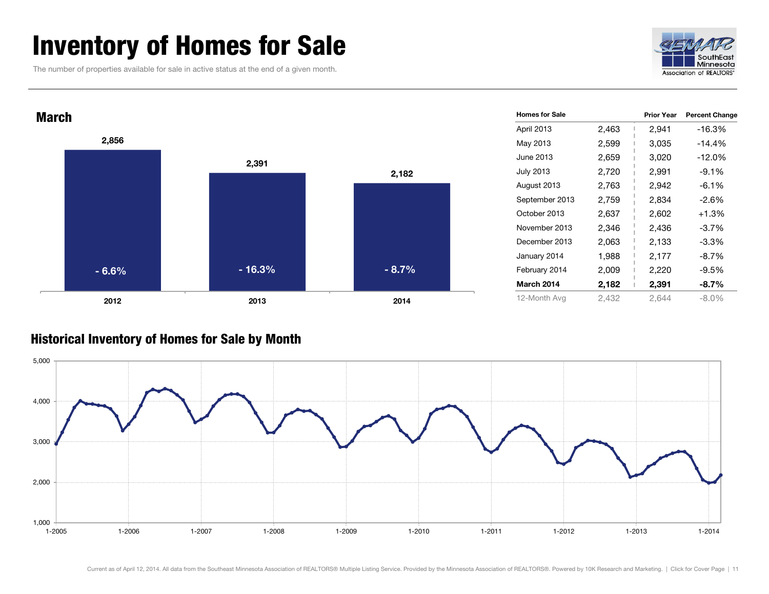# Inventory of Homes for Sale

The number of properties available for sale in active status at the end of a given month.

SEMAR SouthEast Minnesota Association of REALTORS®

## March

2,856
2,391
2,182

- 6.6%
- 16.3%
- 8.7%

2012
2013
2014

| Homes for Sale | | Prior Year | Percent Change |
| --- | --- | --- | --- |
| April 2013 | 2,463 | 2,941 | -16.3% |
| May 2013 | 2,599 | 3,035 | -14.4% |
| June 2013 | 2,659 | 3,020 | -12.0% |
| July 2013 | 2,720 | 2,991 | -9.1% |
| August 2013 | 2,763 | 2,942 | -6.1% |
| September 2013 | 2,759 | 2,834 | -2.6% |
| October 2013 | 2,637 | 2,602 | +1.3% |
| November 2013 | 2,346 | 2,436 | -3.7% |
| December 2013 | 2,063 | 2,133 | -3.3% |
| January 2014 | 1,988 | 2,177 | -8.7% |
| February 2014 | 2,009 | 2,220 | -9.5% |
| **March 2014** | **2,182** | **2,391** | **-8.7%** |
| 12-Month Avg | 2,432 | 2,644 | -8.0% |

## Historical Inventory of Homes for Sale by Month

5,000
4,000
3,000
2,000
1,000

1-2005
1-2006
1-2007
1-2008
1-2009
1-2010
1-2011
1-2012
1-2013
1-2014

Current as of April 12, 2014. All data from the Southeast Minnesota Association of REALTORS® Multiple Listing Service. Provided by the Minnesota Association of REALTORS®. Powered by 10K Research and Marketing. | Click for Cover Page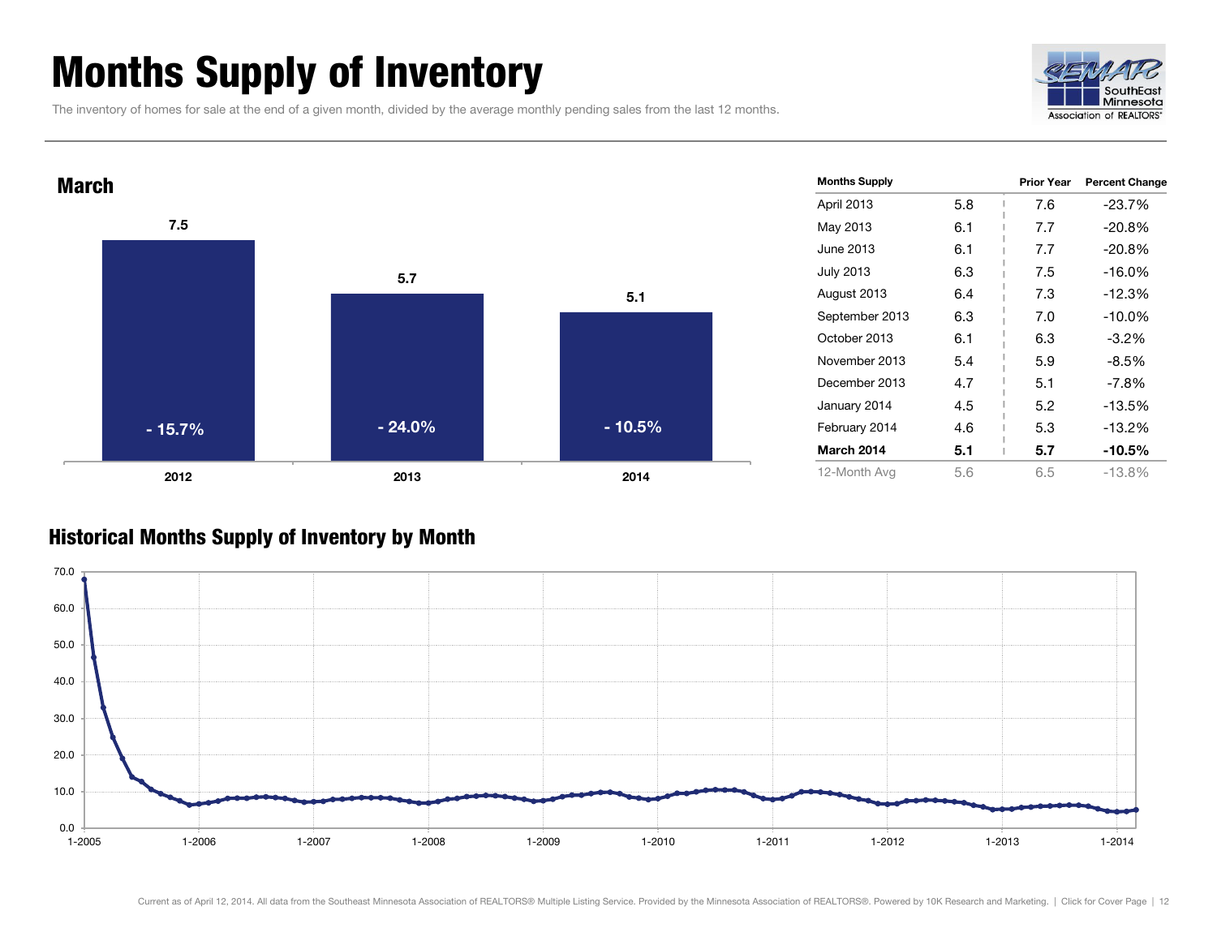# Months Supply of Inventory

The inventory of homes for sale at the end of a given month, divided by the average monthly pending sales from the last 12 months.

SEMAR SouthEast Minnesota Association of REALTORS®

## March

7.5
5.7
5.1

- 15.7%
- 24.0%
- 10.5%

2012
2013
2014

| Months Supply | | Prior Year | Percent Change |
|---|---|---|---|
| April 2013 | 5.8 | 7.6 | -23.7% |
| May 2013 | 6.1 | 7.7 | -20.8% |
| June 2013 | 6.1 | 7.7 | -20.8% |
| July 2013 | 6.3 | 7.5 | -16.0% |
| August 2013 | 6.4 | 7.3 | -12.3% |
| September 2013 | 6.3 | 7.0 | -10.0% |
| October 2013 | 6.1 | 6.3 | -3.2% |
| November 2013 | 5.4 | 5.9 | -8.5% |
| December 2013 | 4.7 | 5.1 | -7.8% |
| January 2014 | 4.5 | 5.2 | -13.5% |
| February 2014 | 4.6 | 5.3 | -13.2% |
| **March 2014** | **5.1** | **5.7** | **-10.5%** |
| 12-Month Avg | 5.6 | 6.5 | -13.8% |

## Historical Months Supply of Inventory by Month

70.0
60.0
50.0
40.0
30.0
20.0
10.0
0.0

1-2005
1-2006
1-2007
1-2008
1-2009
1-2010
1-2011
1-2012
1-2013
1-2014

Current as of April 12, 2014. All data from the Southeast Minnesota Association of REALTORS® Multiple Listing Service. Provided by the Minnesota Association of REALTORS®. Powered by 10K Research and Marketing. | Click for Cover Page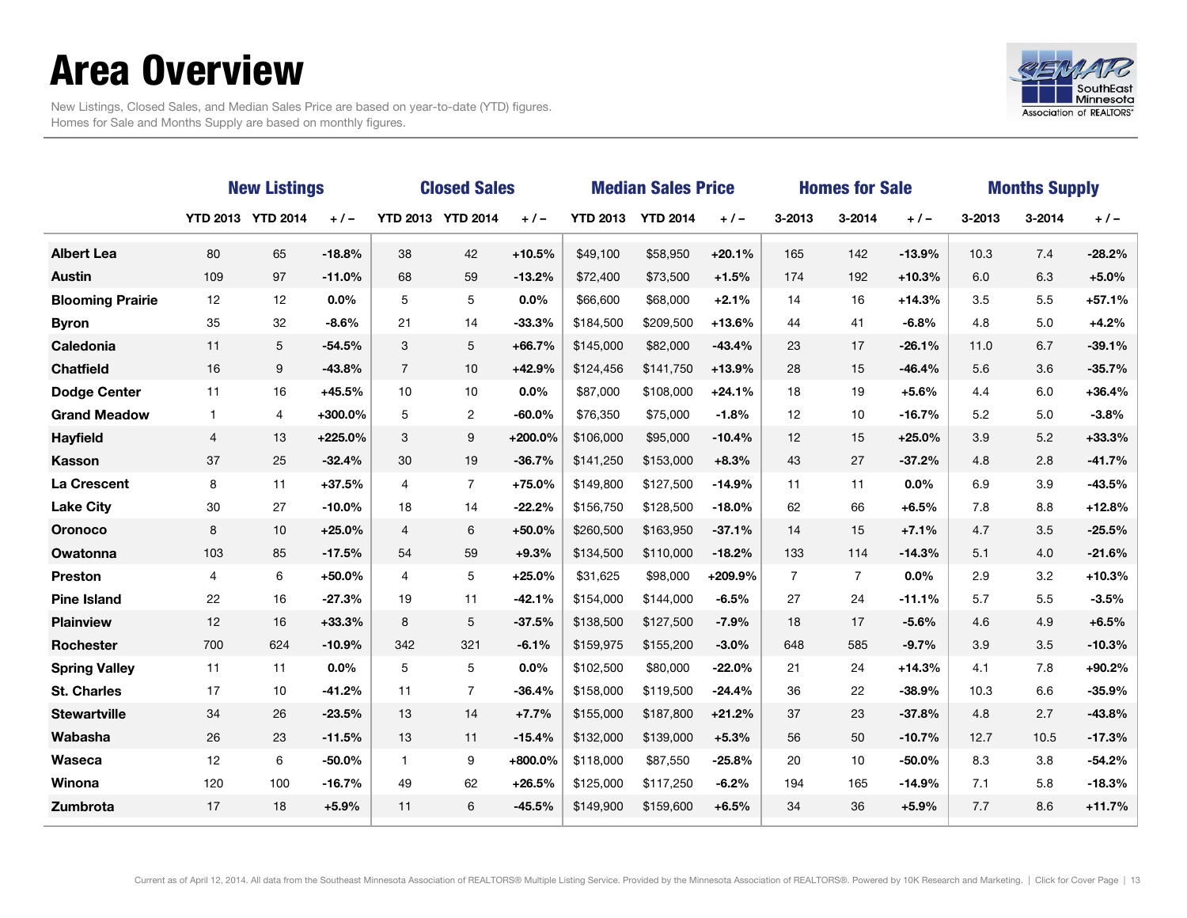# Area Overview

New Listings, Closed Sales, and Median Sales Price are based on year-to-date (YTD) figures.
Homes for Sale and Months Supply are based on monthly figures.

| | New Listings | | | Closed Sales | | | Median Sales Price | | | Homes for Sale | | | Months Supply | | |
|---|---|---|---|---|---|---|---|---|---|---|---|---|---|---|---|
| | YTD 2013 | YTD 2014 | + / – | YTD 2013 | YTD 2014 | + / – | YTD 2013 | YTD 2014 | + / – | 3-2013 | 3-2014 | + / – | 3-2013 | 3-2014 | + / – |
| **Albert Lea** | 80 | 65 | **-18.8%** | 38 | 42 | **+10.5%** | $49,100 | $58,950 | **+20.1%** | 165 | 142 | **-13.9%** | 10.3 | 7.4 | **-28.2%** |
| **Austin** | 109 | 97 | **-11.0%** | 68 | 59 | **-13.2%** | $72,400 | $73,500 | **+1.5%** | 174 | 192 | **+10.3%** | 6.0 | 6.3 | **+5.0%** |
| **Blooming Prairie** | 12 | 12 | **0.0%** | 5 | 5 | **0.0%** | $66,600 | $68,000 | **+2.1%** | 14 | 16 | **+14.3%** | 3.5 | 5.5 | **+57.1%** |
| **Byron** | 35 | 32 | **-8.6%** | 21 | 14 | **-33.3%** | $184,500 | $209,500 | **+13.6%** | 44 | 41 | **-6.8%** | 4.8 | 5.0 | **+4.2%** |
| **Caledonia** | 11 | 5 | **-54.5%** | 3 | 5 | **+66.7%** | $145,000 | $82,000 | **-43.4%** | 23 | 17 | **-26.1%** | 11.0 | 6.7 | **-39.1%** |
| **Chatfield** | 16 | 9 | **-43.8%** | 7 | 10 | **+42.9%** | $124,456 | $141,750 | **+13.9%** | 28 | 15 | **-46.4%** | 5.6 | 3.6 | **-35.7%** |
| **Dodge Center** | 11 | 16 | **+45.5%** | 10 | 10 | **0.0%** | $87,000 | $108,000 | **+24.1%** | 18 | 19 | **+5.6%** | 4.4 | 6.0 | **+36.4%** |
| **Grand Meadow** | 1 | 4 | **+300.0%** | 5 | 2 | **-60.0%** | $76,350 | $75,000 | **-1.8%** | 12 | 10 | **-16.7%** | 5.2 | 5.0 | **-3.8%** |
| **Hayfield** | 4 | 13 | **+225.0%** | 3 | 9 | **+200.0%** | $106,000 | $95,000 | **-10.4%** | 12 | 15 | **+25.0%** | 3.9 | 5.2 | **+33.3%** |
| **Kasson** | 37 | 25 | **-32.4%** | 30 | 19 | **-36.7%** | $141,250 | $153,000 | **+8.3%** | 43 | 27 | **-37.2%** | 4.8 | 2.8 | **-41.7%** |
| **La Crescent** | 8 | 11 | **+37.5%** | 4 | 7 | **+75.0%** | $149,800 | $127,500 | **-14.9%** | 11 | 11 | **0.0%** | 6.9 | 3.9 | **-43.5%** |
| **Lake City** | 30 | 27 | **-10.0%** | 18 | 14 | **-22.2%** | $156,750 | $128,500 | **-18.0%** | 62 | 66 | **+6.5%** | 7.8 | 8.8 | **+12.8%** |
| **Oronoco** | 8 | 10 | **+25.0%** | 4 | 6 | **+50.0%** | $260,500 | $163,950 | **-37.1%** | 14 | 15 | **+7.1%** | 4.7 | 3.5 | **-25.5%** |
| **Owatonna** | 103 | 85 | **-17.5%** | 54 | 59 | **+9.3%** | $134,500 | $110,000 | **-18.2%** | 133 | 114 | **-14.3%** | 5.1 | 4.0 | **-21.6%** |
| **Preston** | 4 | 6 | **+50.0%** | 4 | 5 | **+25.0%** | $31,625 | $98,000 | **+209.9%** | 7 | 7 | **0.0%** | 2.9 | 3.2 | **+10.3%** |
| **Pine Island** | 22 | 16 | **-27.3%** | 19 | 11 | **-42.1%** | $154,000 | $144,000 | **-6.5%** | 27 | 24 | **-11.1%** | 5.7 | 5.5 | **-3.5%** |
| **Plainview** | 12 | 16 | **+33.3%** | 8 | 5 | **-37.5%** | $138,500 | $127,500 | **-7.9%** | 18 | 17 | **-5.6%** | 4.6 | 4.9 | **+6.5%** |
| **Rochester** | 700 | 624 | **-10.9%** | 342 | 321 | **-6.1%** | $159,975 | $155,200 | **-3.0%** | 648 | 585 | **-9.7%** | 3.9 | 3.5 | **-10.3%** |
| **Spring Valley** | 11 | 11 | **0.0%** | 5 | 5 | **0.0%** | $102,500 | $80,000 | **-22.0%** | 21 | 24 | **+14.3%** | 4.1 | 7.8 | **+90.2%** |
| **St. Charles** | 17 | 10 | **-41.2%** | 11 | 7 | **-36.4%** | $158,000 | $119,500 | **-24.4%** | 36 | 22 | **-38.9%** | 10.3 | 6.6 | **-35.9%** |
| **Stewartville** | 34 | 26 | **-23.5%** | 13 | 14 | **+7.7%** | $155,000 | $187,800 | **+21.2%** | 37 | 23 | **-37.8%** | 4.8 | 2.7 | **-43.8%** |
| **Wabasha** | 26 | 23 | **-11.5%** | 13 | 11 | **-15.4%** | $132,000 | $139,000 | **+5.3%** | 56 | 50 | **-10.7%** | 12.7 | 10.5 | **-17.3%** |
| **Waseca** | 12 | 6 | **-50.0%** | 1 | 9 | **+800.0%** | $118,000 | $87,550 | **-25.8%** | 20 | 10 | **-50.0%** | 8.3 | 3.8 | **-54.2%** |
| **Winona** | 120 | 100 | **-16.7%** | 49 | 62 | **+26.5%** | $125,000 | $117,250 | **-6.2%** | 194 | 165 | **-14.9%** | 7.1 | 5.8 | **-18.3%** |
| **Zumbrota** | 17 | 18 | **+5.9%** | 11 | 6 | **-45.5%** | $149,900 | $159,600 | **+6.5%** | 34 | 36 | **+5.9%** | 7.7 | 8.6 | **+11.7%** |

Current as of April 12, 2014. All data from the Southeast Minnesota Association of REALTORS® Multiple Listing Service. Provided by the Minnesota Association of REALTORS®. Powered by 10K Research and Marketing. | Click for Cover Page